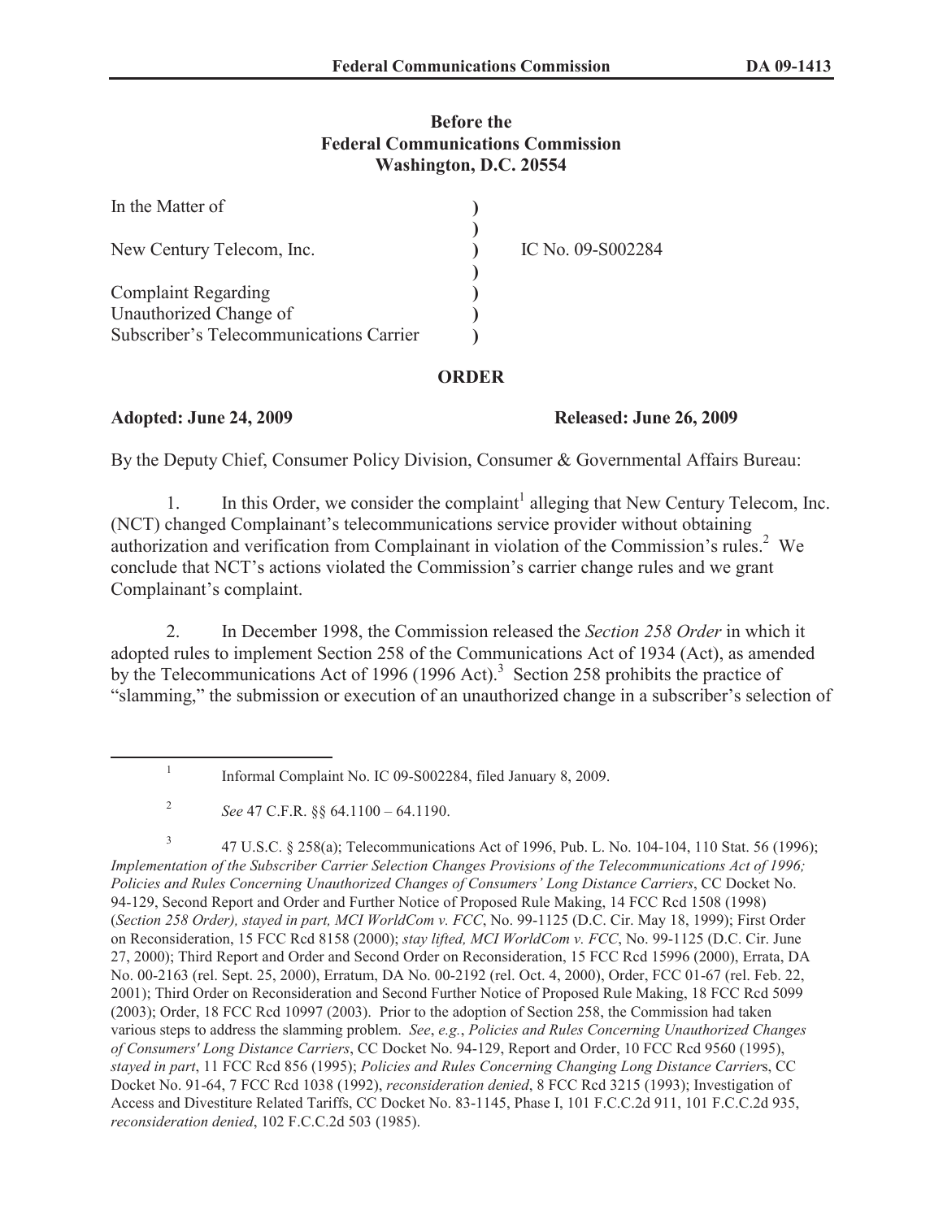**Before the**
**Federal Communications Commission**
**Washington, D.C. 20554**

| | | |
|---|---|---|
| In the Matter of | ) | |
| | ) | |
| New Century Telecom, Inc. | ) | IC No. 09-S002284 |
| | ) | |
| Complaint Regarding | ) | |
| Unauthorized Change of | ) | |
| Subscriber's Telecommunications Carrier | ) | |

## ORDER

**Adopted: June 24, 2009** **Released: June 26, 2009**

By the Deputy Chief, Consumer Policy Division, Consumer & Governmental Affairs Bureau:

1. In this Order, we consider the complaint[1] alleging that New Century Telecom, Inc. (NCT) changed Complainant's telecommunications service provider without obtaining authorization and verification from Complainant in violation of the Commission's rules.[2] We conclude that NCT's actions violated the Commission's carrier change rules and we grant Complainant's complaint.

2. In December 1998, the Commission released the *Section 258 Order* in which it adopted rules to implement Section 258 of the Communications Act of 1934 (Act), as amended by the Telecommunications Act of 1996 (1996 Act).[3] Section 258 prohibits the practice of "slamming," the submission or execution of an unauthorized change in a subscriber's selection of

---

[1] Informal Complaint No. IC 09-S002284, filed January 8, 2009.

[2] *See* 47 C.F.R. §§ 64.1100 – 64.1190.

[3] 47 U.S.C. § 258(a); Telecommunications Act of 1996, Pub. L. No. 104-104, 110 Stat. 56 (1996); *Implementation of the Subscriber Carrier Selection Changes Provisions of the Telecommunications Act of 1996; Policies and Rules Concerning Unauthorized Changes of Consumers' Long Distance Carriers*, CC Docket No. 94-129, Second Report and Order and Further Notice of Proposed Rule Making, 14 FCC Rcd 1508 (1998) (*Section 258 Order), stayed in part, MCI WorldCom v. FCC*, No. 99-1125 (D.C. Cir. May 18, 1999); First Order on Reconsideration, 15 FCC Rcd 8158 (2000); *stay lifted, MCI WorldCom v. FCC*, No. 99-1125 (D.C. Cir. June 27, 2000); Third Report and Order and Second Order on Reconsideration, 15 FCC Rcd 15996 (2000), Errata, DA No. 00-2163 (rel. Sept. 25, 2000), Erratum, DA No. 00-2192 (rel. Oct. 4, 2000), Order, FCC 01-67 (rel. Feb. 22, 2001); Third Order on Reconsideration and Second Further Notice of Proposed Rule Making, 18 FCC Rcd 5099 (2003); Order, 18 FCC Rcd 10997 (2003). Prior to the adoption of Section 258, the Commission had taken various steps to address the slamming problem. *See*, *e.g.*, *Policies and Rules Concerning Unauthorized Changes of Consumers' Long Distance Carriers*, CC Docket No. 94-129, Report and Order, 10 FCC Rcd 9560 (1995), *stayed in part*, 11 FCC Rcd 856 (1995); *Policies and Rules Concerning Changing Long Distance Carrier*s, CC Docket No. 91-64, 7 FCC Rcd 1038 (1992), *reconsideration denied*, 8 FCC Rcd 3215 (1993); Investigation of Access and Divestiture Related Tariffs, CC Docket No. 83-1145, Phase I, 101 F.C.C.2d 911, 101 F.C.C.2d 935, *reconsideration denied*, 102 F.C.C.2d 503 (1985).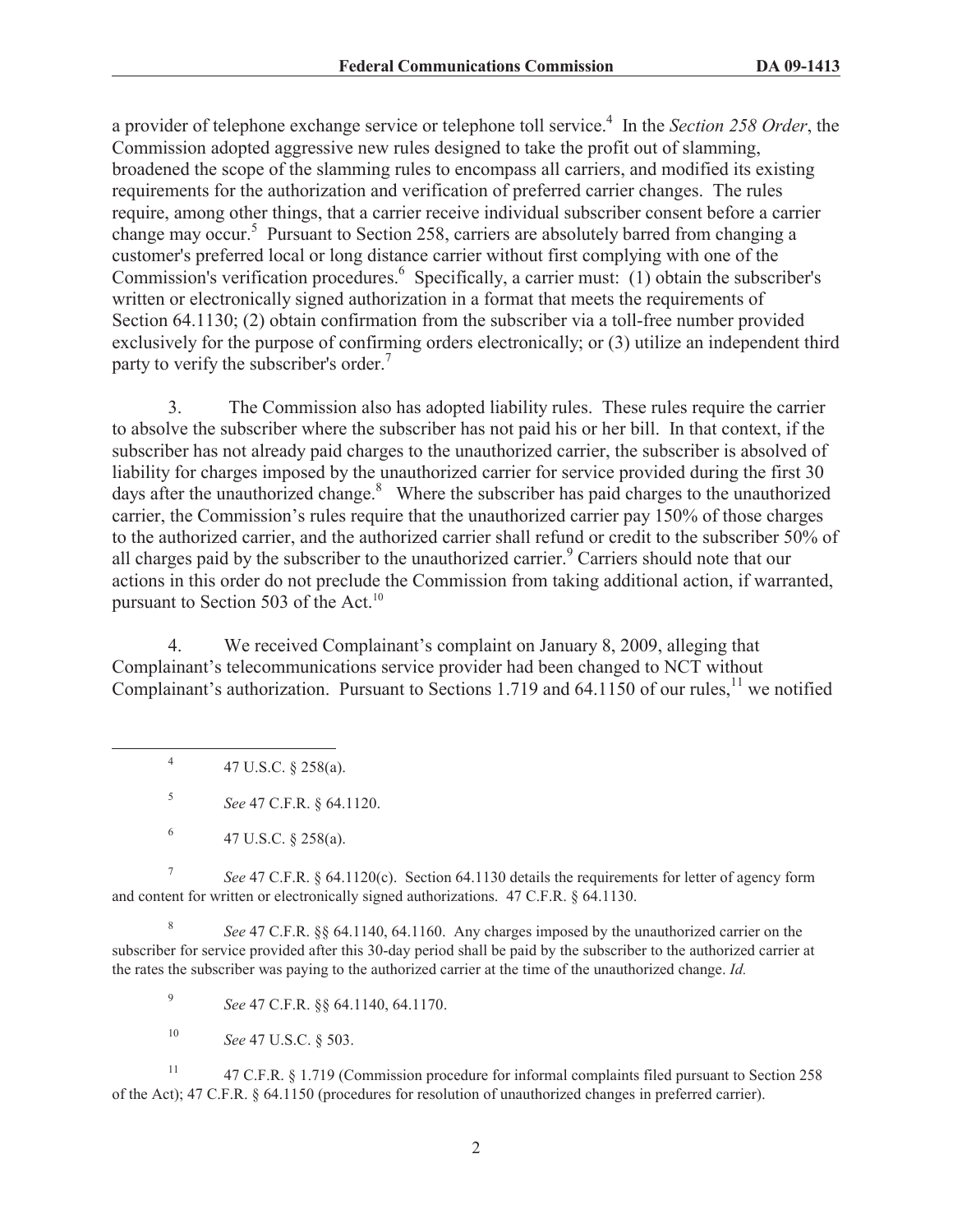a provider of telephone exchange service or telephone toll service.[4] In the *Section 258 Order*, the Commission adopted aggressive new rules designed to take the profit out of slamming, broadened the scope of the slamming rules to encompass all carriers, and modified its existing requirements for the authorization and verification of preferred carrier changes. The rules require, among other things, that a carrier receive individual subscriber consent before a carrier change may occur.[5] Pursuant to Section 258, carriers are absolutely barred from changing a customer's preferred local or long distance carrier without first complying with one of the Commission's verification procedures.[6] Specifically, a carrier must: (1) obtain the subscriber's written or electronically signed authorization in a format that meets the requirements of Section 64.1130; (2) obtain confirmation from the subscriber via a toll-free number provided exclusively for the purpose of confirming orders electronically; or (3) utilize an independent third party to verify the subscriber's order.[7]

3. The Commission also has adopted liability rules. These rules require the carrier to absolve the subscriber where the subscriber has not paid his or her bill. In that context, if the subscriber has not already paid charges to the unauthorized carrier, the subscriber is absolved of liability for charges imposed by the unauthorized carrier for service provided during the first 30 days after the unauthorized change.[8] Where the subscriber has paid charges to the unauthorized carrier, the Commission's rules require that the unauthorized carrier pay 150% of those charges to the authorized carrier, and the authorized carrier shall refund or credit to the subscriber 50% of all charges paid by the subscriber to the unauthorized carrier.[9] Carriers should note that our actions in this order do not preclude the Commission from taking additional action, if warranted, pursuant to Section 503 of the Act.[10]

4. We received Complainant's complaint on January 8, 2009, alleging that Complainant's telecommunications service provider had been changed to NCT without Complainant's authorization. Pursuant to Sections 1.719 and 64.1150 of our rules,[11] we notified

---

[4] 47 U.S.C. § 258(a).

[5] *See* 47 C.F.R. § 64.1120.

[6] 47 U.S.C. § 258(a).

[7] *See* 47 C.F.R. § 64.1120(c). Section 64.1130 details the requirements for letter of agency form and content for written or electronically signed authorizations. 47 C.F.R. § 64.1130.

[8] *See* 47 C.F.R. §§ 64.1140, 64.1160. Any charges imposed by the unauthorized carrier on the subscriber for service provided after this 30-day period shall be paid by the subscriber to the authorized carrier at the rates the subscriber was paying to the authorized carrier at the time of the unauthorized change. *Id.*

[9] *See* 47 C.F.R. §§ 64.1140, 64.1170.

[10] *See* 47 U.S.C. § 503.

[11] 47 C.F.R. § 1.719 (Commission procedure for informal complaints filed pursuant to Section 258 of the Act); 47 C.F.R. § 64.1150 (procedures for resolution of unauthorized changes in preferred carrier).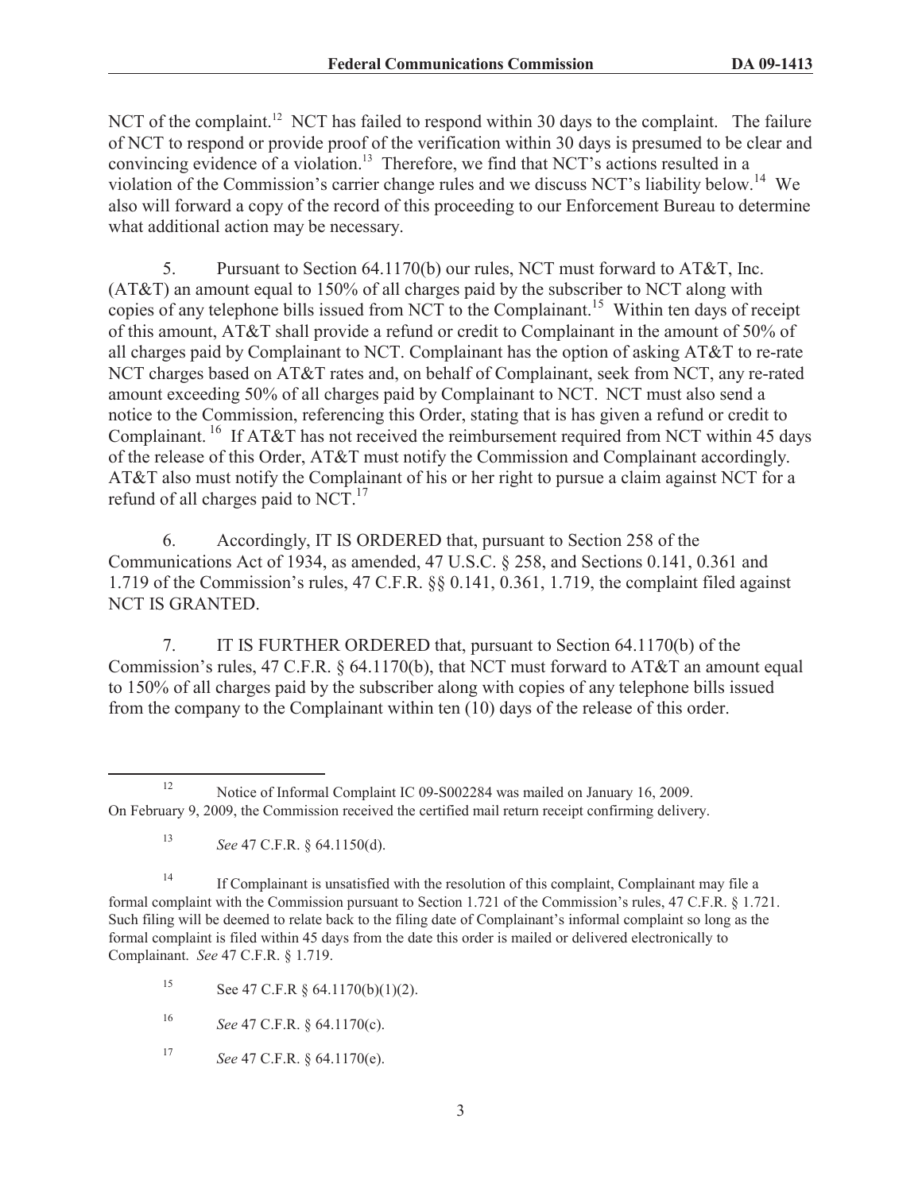NCT of the complaint.[12] NCT has failed to respond within 30 days to the complaint. The failure of NCT to respond or provide proof of the verification within 30 days is presumed to be clear and convincing evidence of a violation.[13] Therefore, we find that NCT's actions resulted in a violation of the Commission's carrier change rules and we discuss NCT's liability below.[14] We also will forward a copy of the record of this proceeding to our Enforcement Bureau to determine what additional action may be necessary.

5. Pursuant to Section 64.1170(b) our rules, NCT must forward to AT&T, Inc. (AT&T) an amount equal to 150% of all charges paid by the subscriber to NCT along with copies of any telephone bills issued from NCT to the Complainant.[15] Within ten days of receipt of this amount, AT&T shall provide a refund or credit to Complainant in the amount of 50% of all charges paid by Complainant to NCT. Complainant has the option of asking AT&T to re-rate NCT charges based on AT&T rates and, on behalf of Complainant, seek from NCT, any re-rated amount exceeding 50% of all charges paid by Complainant to NCT. NCT must also send a notice to the Commission, referencing this Order, stating that is has given a refund or credit to Complainant.[16] If AT&T has not received the reimbursement required from NCT within 45 days of the release of this Order, AT&T must notify the Commission and Complainant accordingly. AT&T also must notify the Complainant of his or her right to pursue a claim against NCT for a refund of all charges paid to NCT.[17]

6. Accordingly, IT IS ORDERED that, pursuant to Section 258 of the Communications Act of 1934, as amended, 47 U.S.C. § 258, and Sections 0.141, 0.361 and 1.719 of the Commission's rules, 47 C.F.R. §§ 0.141, 0.361, 1.719, the complaint filed against NCT IS GRANTED.

7. IT IS FURTHER ORDERED that, pursuant to Section 64.1170(b) of the Commission's rules, 47 C.F.R. § 64.1170(b), that NCT must forward to AT&T an amount equal to 150% of all charges paid by the subscriber along with copies of any telephone bills issued from the company to the Complainant within ten (10) days of the release of this order.

---

[12] Notice of Informal Complaint IC 09-S002284 was mailed on January 16, 2009. On February 9, 2009, the Commission received the certified mail return receipt confirming delivery.

[13] *See* 47 C.F.R. § 64.1150(d).

[14] If Complainant is unsatisfied with the resolution of this complaint, Complainant may file a formal complaint with the Commission pursuant to Section 1.721 of the Commission's rules, 47 C.F.R. § 1.721. Such filing will be deemed to relate back to the filing date of Complainant's informal complaint so long as the formal complaint is filed within 45 days from the date this order is mailed or delivered electronically to Complainant. *See* 47 C.F.R. § 1.719.

[15] See 47 C.F.R § 64.1170(b)(1)(2).

[16] *See* 47 C.F.R. § 64.1170(c).

[17] *See* 47 C.F.R. § 64.1170(e).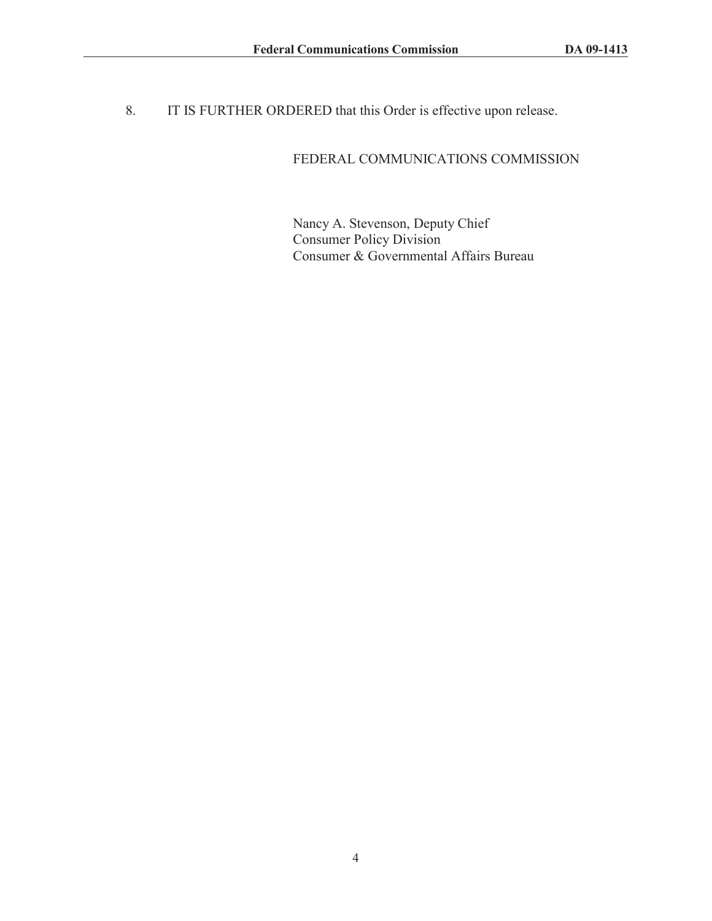8. IT IS FURTHER ORDERED that this Order is effective upon release.

FEDERAL COMMUNICATIONS COMMISSION

Nancy A. Stevenson, Deputy Chief
Consumer Policy Division
Consumer & Governmental Affairs Bureau